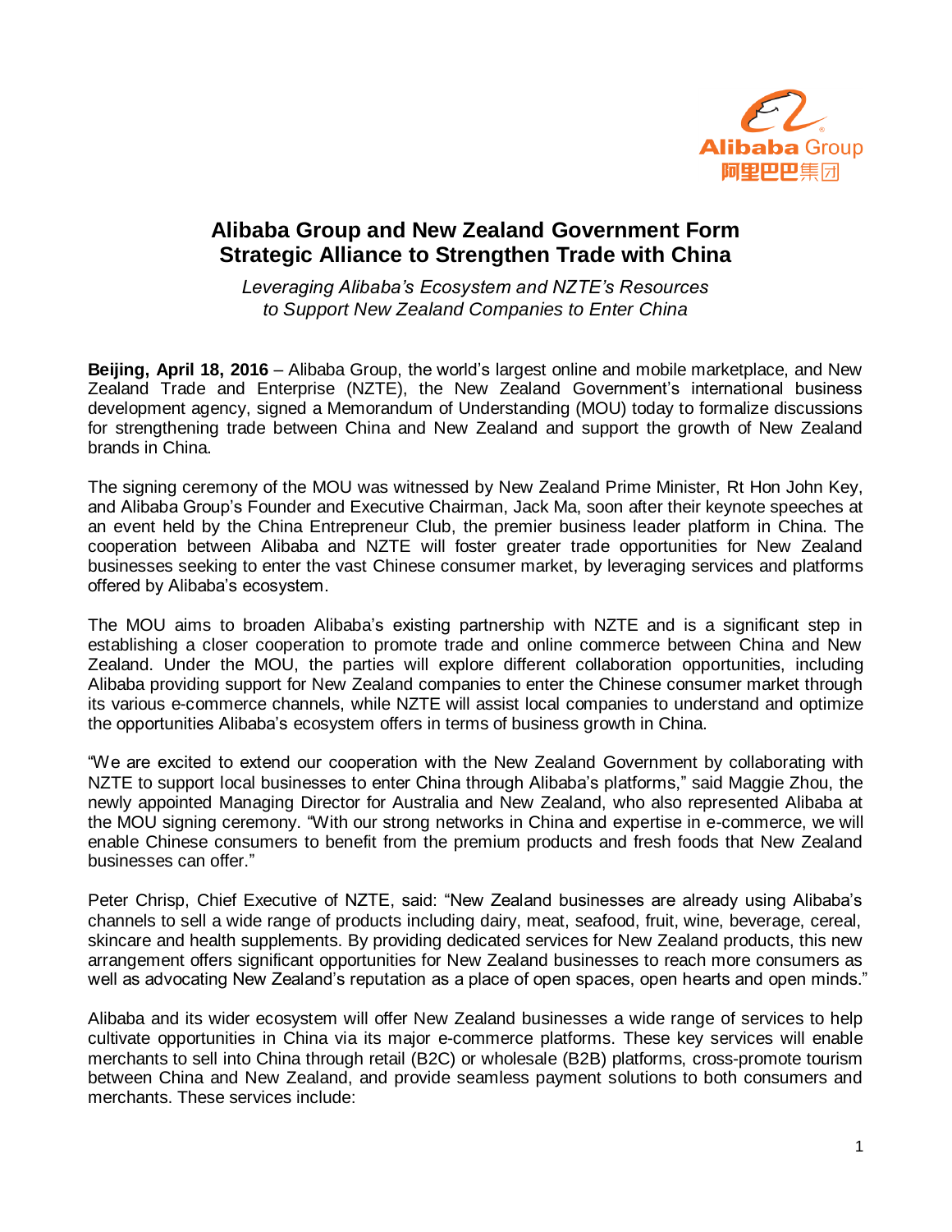# Alibaba Group and New Zealand Government Form Strategic Alliance to Strengthen Trade with China

*Leveraging Alibaba's Ecosystem and NZTE's Resources to Support New Zealand Companies to Enter China*

**Beijing, April 18, 2016** – Alibaba Group, the world's largest online and mobile marketplace, and New Zealand Trade and Enterprise (NZTE), the New Zealand Government's international business development agency, signed a Memorandum of Understanding (MOU) today to formalize discussions for strengthening trade between China and New Zealand and support the growth of New Zealand brands in China.

The signing ceremony of the MOU was witnessed by New Zealand Prime Minister, Rt Hon John Key, and Alibaba Group's Founder and Executive Chairman, Jack Ma, soon after their keynote speeches at an event held by the China Entrepreneur Club, the premier business leader platform in China. The cooperation between Alibaba and NZTE will foster greater trade opportunities for New Zealand businesses seeking to enter the vast Chinese consumer market, by leveraging services and platforms offered by Alibaba's ecosystem.

The MOU aims to broaden Alibaba's existing partnership with NZTE and is a significant step in establishing a closer cooperation to promote trade and online commerce between China and New Zealand. Under the MOU, the parties will explore different collaboration opportunities, including Alibaba providing support for New Zealand companies to enter the Chinese consumer market through its various e-commerce channels, while NZTE will assist local companies to understand and optimize the opportunities Alibaba's ecosystem offers in terms of business growth in China.

"We are excited to extend our cooperation with the New Zealand Government by collaborating with NZTE to support local businesses to enter China through Alibaba's platforms," said Maggie Zhou, the newly appointed Managing Director for Australia and New Zealand, who also represented Alibaba at the MOU signing ceremony. "With our strong networks in China and expertise in e-commerce, we will enable Chinese consumers to benefit from the premium products and fresh foods that New Zealand businesses can offer."

Peter Chrisp, Chief Executive of NZTE, said: "New Zealand businesses are already using Alibaba's channels to sell a wide range of products including dairy, meat, seafood, fruit, wine, beverage, cereal, skincare and health supplements. By providing dedicated services for New Zealand products, this new arrangement offers significant opportunities for New Zealand businesses to reach more consumers as well as advocating New Zealand's reputation as a place of open spaces, open hearts and open minds."

Alibaba and its wider ecosystem will offer New Zealand businesses a wide range of services to help cultivate opportunities in China via its major e-commerce platforms. These key services will enable merchants to sell into China through retail (B2C) or wholesale (B2B) platforms, cross-promote tourism between China and New Zealand, and provide seamless payment solutions to both consumers and merchants. These services include: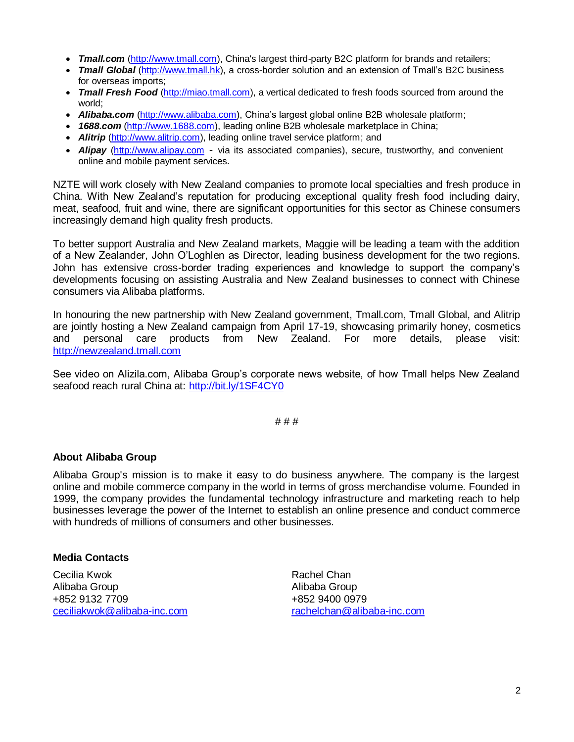- ***Tmall.com*** (http://www.tmall.com), China's largest third-party B2C platform for brands and retailers;
- ***Tmall Global*** (http://www.tmall.hk), a cross-border solution and an extension of Tmall's B2C business for overseas imports;
- ***Tmall Fresh Food*** (http://miao.tmall.com), a vertical dedicated to fresh foods sourced from around the world;
- ***Alibaba.com*** (http://www.alibaba.com), China's largest global online B2B wholesale platform;
- ***1688.com*** (http://www.1688.com), leading online B2B wholesale marketplace in China;
- ***Alitrip*** (http://www.alitrip.com), leading online travel service platform; and
- ***Alipay*** (http://www.alipay.com - via its associated companies), secure, trustworthy, and convenient online and mobile payment services.

NZTE will work closely with New Zealand companies to promote local specialties and fresh produce in China. With New Zealand's reputation for producing exceptional quality fresh food including dairy, meat, seafood, fruit and wine, there are significant opportunities for this sector as Chinese consumers increasingly demand high quality fresh products.

To better support Australia and New Zealand markets, Maggie will be leading a team with the addition of a New Zealander, John O'Loghlen as Director, leading business development for the two regions. John has extensive cross-border trading experiences and knowledge to support the company's developments focusing on assisting Australia and New Zealand businesses to connect with Chinese consumers via Alibaba platforms.

In honouring the new partnership with New Zealand government, Tmall.com, Tmall Global, and Alitrip are jointly hosting a New Zealand campaign from April 17-19, showcasing primarily honey, cosmetics and personal care products from New Zealand. For more details, please visit: http://newzealand.tmall.com

See video on Alizila.com, Alibaba Group's corporate news website, of how Tmall helps New Zealand seafood reach rural China at: http://bit.ly/1SF4CY0

# # #

**About Alibaba Group**

Alibaba Group's mission is to make it easy to do business anywhere. The company is the largest online and mobile commerce company in the world in terms of gross merchandise volume. Founded in 1999, the company provides the fundamental technology infrastructure and marketing reach to help businesses leverage the power of the Internet to establish an online presence and conduct commerce with hundreds of millions of consumers and other businesses.

**Media Contacts**

Cecilia Kwok
Alibaba Group
+852 9132 7709
ceciliakwok@alibaba-inc.com

Rachel Chan
Alibaba Group
+852 9400 0979
rachelchan@alibaba-inc.com